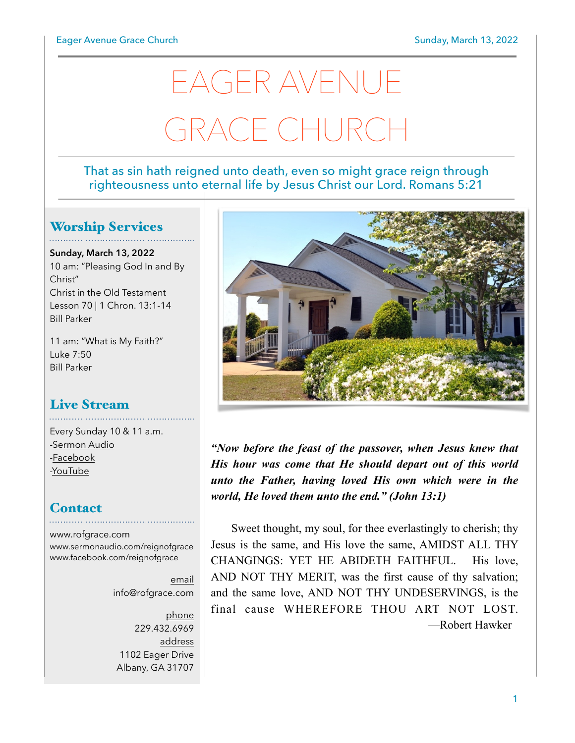# EAGER AVENUE GRACE CHURCH

That as sin hath reigned unto death, even so might grace reign through righteousness unto eternal life by Jesus Christ our Lord. Romans 5:21

## Worship Services

**Sunday, March 13, 2022**
10 am: "Pleasing God In and By Christ"
Christ in the Old Testament
Lesson 70 | 1 Chron. 13:1-14
Bill Parker

11 am: "What is My Faith?"
Luke 7:50
Bill Parker

## Live Stream

Every Sunday 10 & 11 a.m.
-Sermon Audio
-Facebook
-YouTube

## Contact

www.rofgrace.com
www.sermonaudio.com/reignofgrace
www.facebook.com/reignofgrace

email
info@rofgrace.com

phone
229.432.6969

address
1102 Eager Drive
Albany, GA 31707

***"Now before the feast of the passover, when Jesus knew that His hour was come that He should depart out of this world unto the Father, having loved His own which were in the world, He loved them unto the end." (John 13:1)***

Sweet thought, my soul, for thee everlastingly to cherish; thy Jesus is the same, and His love the same, AMIDST ALL THY CHANGINGS: YET HE ABIDETH FAITHFUL. His love, AND NOT THY MERIT, was the first cause of thy salvation; and the same love, AND NOT THY UNDESERVINGS, is the final cause WHEREFORE THOU ART NOT LOST.
—Robert Hawker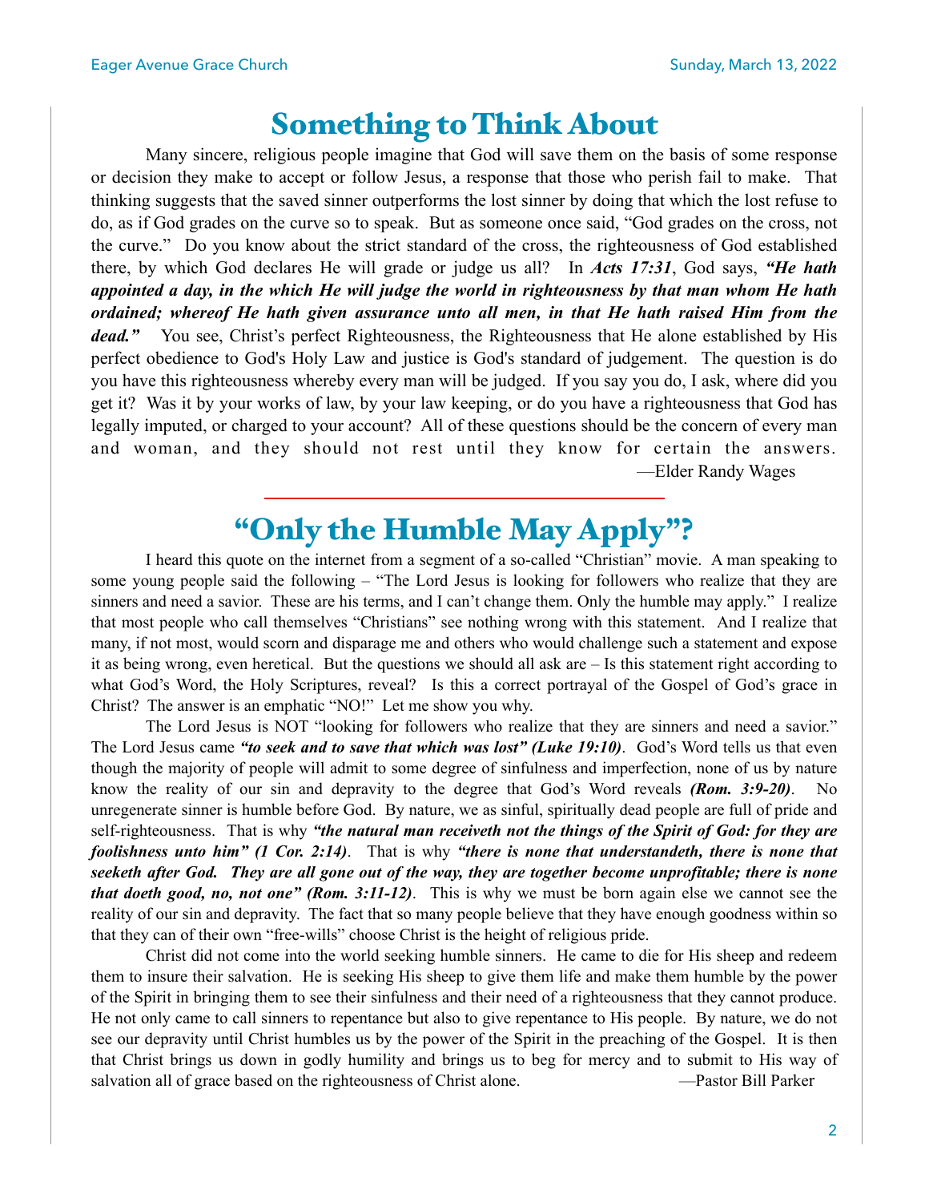# Something to Think About

Many sincere, religious people imagine that God will save them on the basis of some response or decision they make to accept or follow Jesus, a response that those who perish fail to make. That thinking suggests that the saved sinner outperforms the lost sinner by doing that which the lost refuse to do, as if God grades on the curve so to speak. But as someone once said, "God grades on the cross, not the curve." Do you know about the strict standard of the cross, the righteousness of God established there, by which God declares He will grade or judge us all? In ***Acts 17:31***, God says, ***"He hath appointed a day, in the which He will judge the world in righteousness by that man whom He hath ordained; whereof He hath given assurance unto all men, in that He hath raised Him from the dead."*** You see, Christ's perfect Righteousness, the Righteousness that He alone established by His perfect obedience to God's Holy Law and justice is God's standard of judgement. The question is do you have this righteousness whereby every man will be judged. If you say you do, I ask, where did you get it? Was it by your works of law, by your law keeping, or do you have a righteousness that God has legally imputed, or charged to your account? All of these questions should be the concern of every man and woman, and they should not rest until they know for certain the answers.

—Elder Randy Wages

---

# "Only the Humble May Apply"?

I heard this quote on the internet from a segment of a so-called "Christian" movie. A man speaking to some young people said the following – "The Lord Jesus is looking for followers who realize that they are sinners and need a savior. These are his terms, and I can't change them. Only the humble may apply." I realize that most people who call themselves "Christians" see nothing wrong with this statement. And I realize that many, if not most, would scorn and disparage me and others who would challenge such a statement and expose it as being wrong, even heretical. But the questions we should all ask are – Is this statement right according to what God's Word, the Holy Scriptures, reveal? Is this a correct portrayal of the Gospel of God's grace in Christ? The answer is an emphatic "NO!" Let me show you why.

The Lord Jesus is NOT "looking for followers who realize that they are sinners and need a savior." The Lord Jesus came ***"to seek and to save that which was lost" (Luke 19:10)***. God's Word tells us that even though the majority of people will admit to some degree of sinfulness and imperfection, none of us by nature know the reality of our sin and depravity to the degree that God's Word reveals ***(Rom. 3:9-20)***. No unregenerate sinner is humble before God. By nature, we as sinful, spiritually dead people are full of pride and self-righteousness. That is why ***"the natural man receiveth not the things of the Spirit of God: for they are foolishness unto him" (1 Cor. 2:14)***. That is why ***"there is none that understandeth, there is none that seeketh after God. They are all gone out of the way, they are together become unprofitable; there is none that doeth good, no, not one" (Rom. 3:11-12)***. This is why we must be born again else we cannot see the reality of our sin and depravity. The fact that so many people believe that they have enough goodness within so that they can of their own "free-wills" choose Christ is the height of religious pride.

Christ did not come into the world seeking humble sinners. He came to die for His sheep and redeem them to insure their salvation. He is seeking His sheep to give them life and make them humble by the power of the Spirit in bringing them to see their sinfulness and their need of a righteousness that they cannot produce. He not only came to call sinners to repentance but also to give repentance to His people. By nature, we do not see our depravity until Christ humbles us by the power of the Spirit in the preaching of the Gospel. It is then that Christ brings us down in godly humility and brings us to beg for mercy and to submit to His way of salvation all of grace based on the righteousness of Christ alone.

—Pastor Bill Parker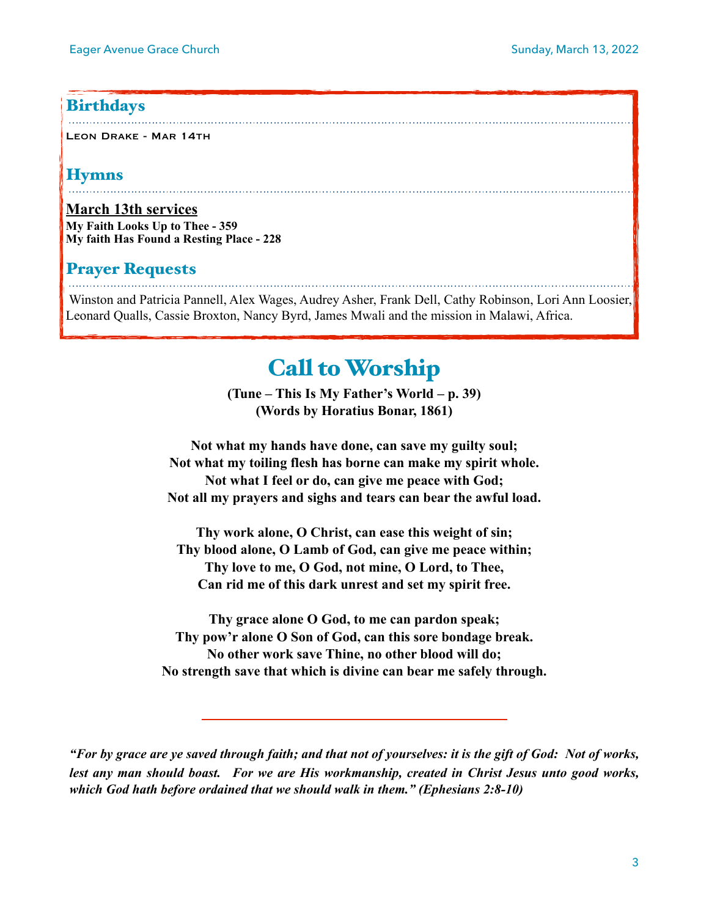## Birthdays

Leon Drake - Mar 14th

## Hymns

**March 13th services**

**My Faith Looks Up to Thee - 359**
**My faith Has Found a Resting Place - 228**

## Prayer Requests

Winston and Patricia Pannell, Alex Wages, Audrey Asher, Frank Dell, Cathy Robinson, Lori Ann Loosier, Leonard Qualls, Cassie Broxton, Nancy Byrd, James Mwali and the mission in Malawi, Africa.

# Call to Worship

**(Tune – This Is My Father's World – p. 39)**
**(Words by Horatius Bonar, 1861)**

**Not what my hands have done, can save my guilty soul;**
**Not what my toiling flesh has borne can make my spirit whole.**
**Not what I feel or do, can give me peace with God;**
**Not all my prayers and sighs and tears can bear the awful load.**

**Thy work alone, O Christ, can ease this weight of sin;**
**Thy blood alone, O Lamb of God, can give me peace within;**
**Thy love to me, O God, not mine, O Lord, to Thee,**
**Can rid me of this dark unrest and set my spirit free.**

**Thy grace alone O God, to me can pardon speak;**
**Thy pow'r alone O Son of God, can this sore bondage break.**
**No other work save Thine, no other blood will do;**
**No strength save that which is divine can bear me safely through.**

---

***"For by grace are ye saved through faith; and that not of yourselves: it is the gift of God: Not of works, lest any man should boast. For we are His workmanship, created in Christ Jesus unto good works, which God hath before ordained that we should walk in them." (Ephesians 2:8-10)***